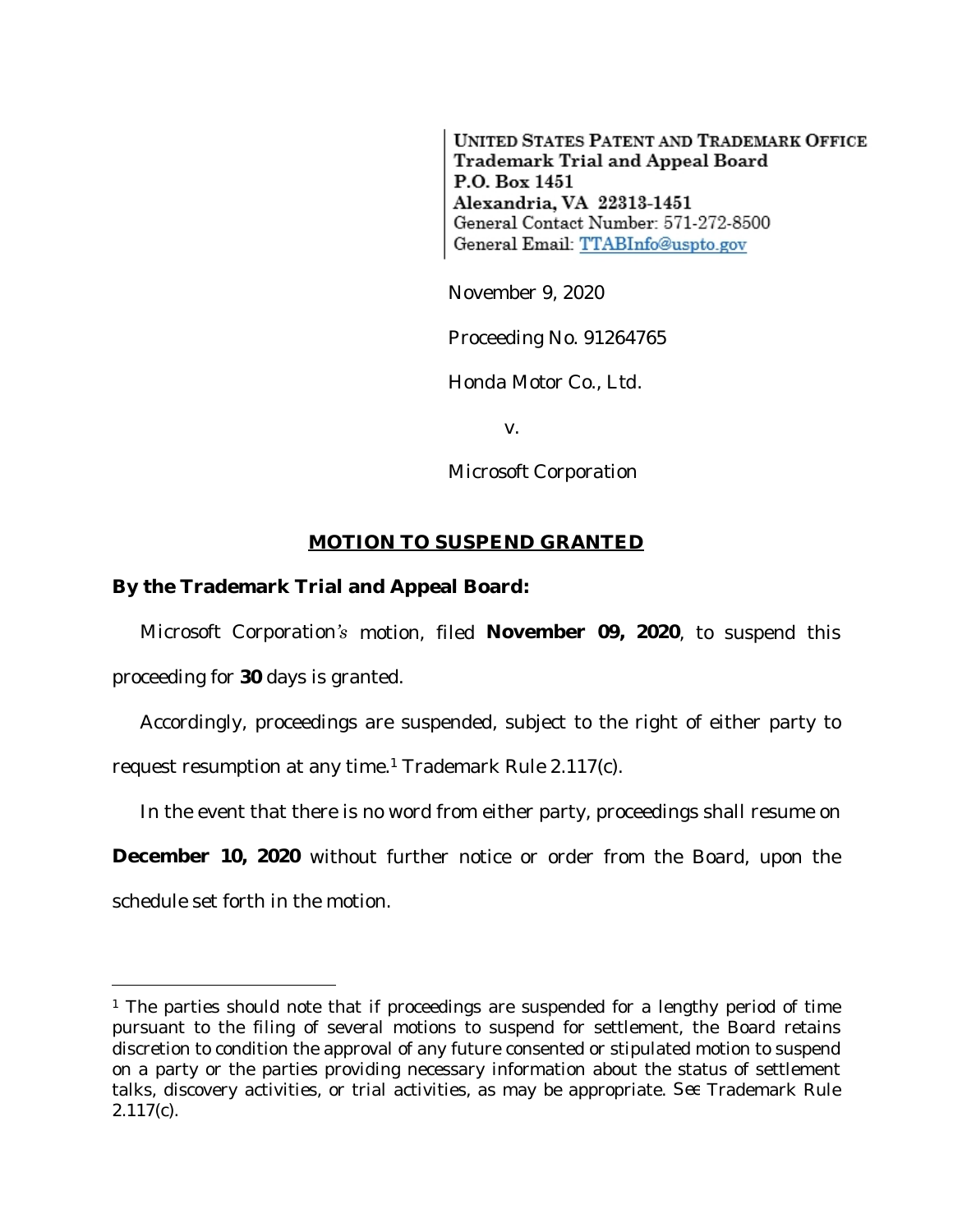UNITED STATES PATENT AND TRADEMARK OFFICE
Trademark Trial and Appeal Board
P.O. Box 1451
Alexandria, VA 22313-1451
General Contact Number: 571-272-8500
General Email: TTABInfo@uspto.gov

November 9, 2020

Proceeding No. 91264765

Honda Motor Co., Ltd.

v.

Microsoft Corporation

## MOTION TO SUSPEND GRANTED

**By the Trademark Trial and Appeal Board:**

Microsoft Corporation's motion, filed **November 09, 2020**, to suspend this proceeding for **30** days is granted.

Accordingly, proceedings are suspended, subject to the right of either party to request resumption at any time.[1] Trademark Rule 2.117(c).

In the event that there is no word from either party, proceedings shall resume on **December 10, 2020** without further notice or order from the Board, upon the schedule set forth in the motion.

---

[1] The parties should note that if proceedings are suspended for a lengthy period of time pursuant to the filing of several motions to suspend for settlement, the Board retains discretion to condition the approval of any future consented or stipulated motion to suspend on a party or the parties providing necessary information about the status of settlement talks, discovery activities, or trial activities, as may be appropriate. *See* Trademark Rule 2.117(c).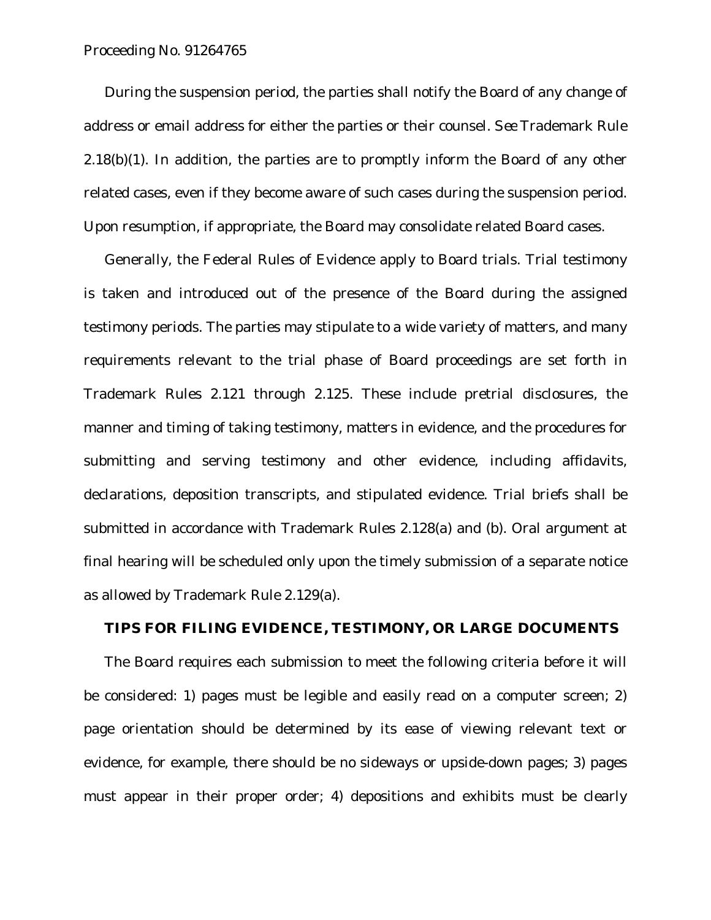During the suspension period, the parties shall notify the Board of any change of address or email address for either the parties or their counsel. *See* Trademark Rule 2.18(b)(1). In addition, the parties are to promptly inform the Board of any other related cases, even if they become aware of such cases during the suspension period. Upon resumption, if appropriate, the Board may consolidate related Board cases.

Generally, the Federal Rules of Evidence apply to Board trials. Trial testimony is taken and introduced out of the presence of the Board during the assigned testimony periods. The parties may stipulate to a wide variety of matters, and many requirements relevant to the trial phase of Board proceedings are set forth in Trademark Rules 2.121 through 2.125. These include pretrial disclosures, the manner and timing of taking testimony, matters in evidence, and the procedures for submitting and serving testimony and other evidence, including affidavits, declarations, deposition transcripts, and stipulated evidence. Trial briefs shall be submitted in accordance with Trademark Rules 2.128(a) and (b). Oral argument at final hearing will be scheduled only upon the timely submission of a separate notice as allowed by Trademark Rule 2.129(a).

## TIPS FOR FILING EVIDENCE, TESTIMONY, OR LARGE DOCUMENTS

The Board requires each submission to meet the following criteria before it will be considered: 1) pages must be legible and easily read on a computer screen; 2) page orientation should be determined by its ease of viewing relevant text or evidence, for example, there should be no sideways or upside-down pages; 3) pages must appear in their proper order; 4) depositions and exhibits must be clearly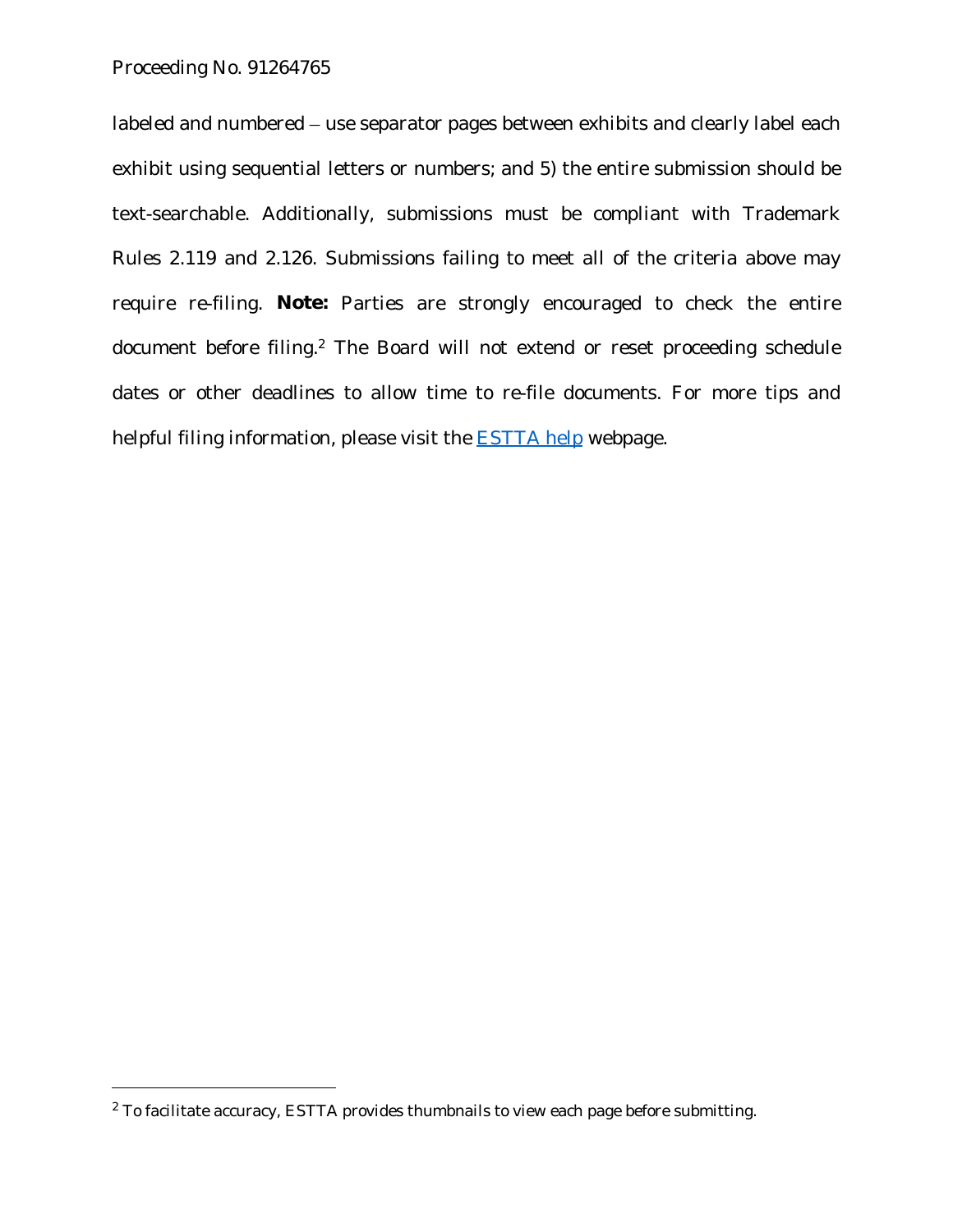labeled and numbered – use separator pages between exhibits and clearly label each exhibit using sequential letters or numbers; and 5) the entire submission should be text-searchable. Additionally, submissions must be compliant with Trademark Rules 2.119 and 2.126. Submissions failing to meet all of the criteria above may require re-filing. **Note:** Parties are strongly encouraged to check the entire document before filing.[2] The Board will not extend or reset proceeding schedule dates or other deadlines to allow time to re-file documents. For more tips and helpful filing information, please visit the ESTTA help webpage.

---

[2] To facilitate accuracy, ESTTA provides thumbnails to view each page before submitting.